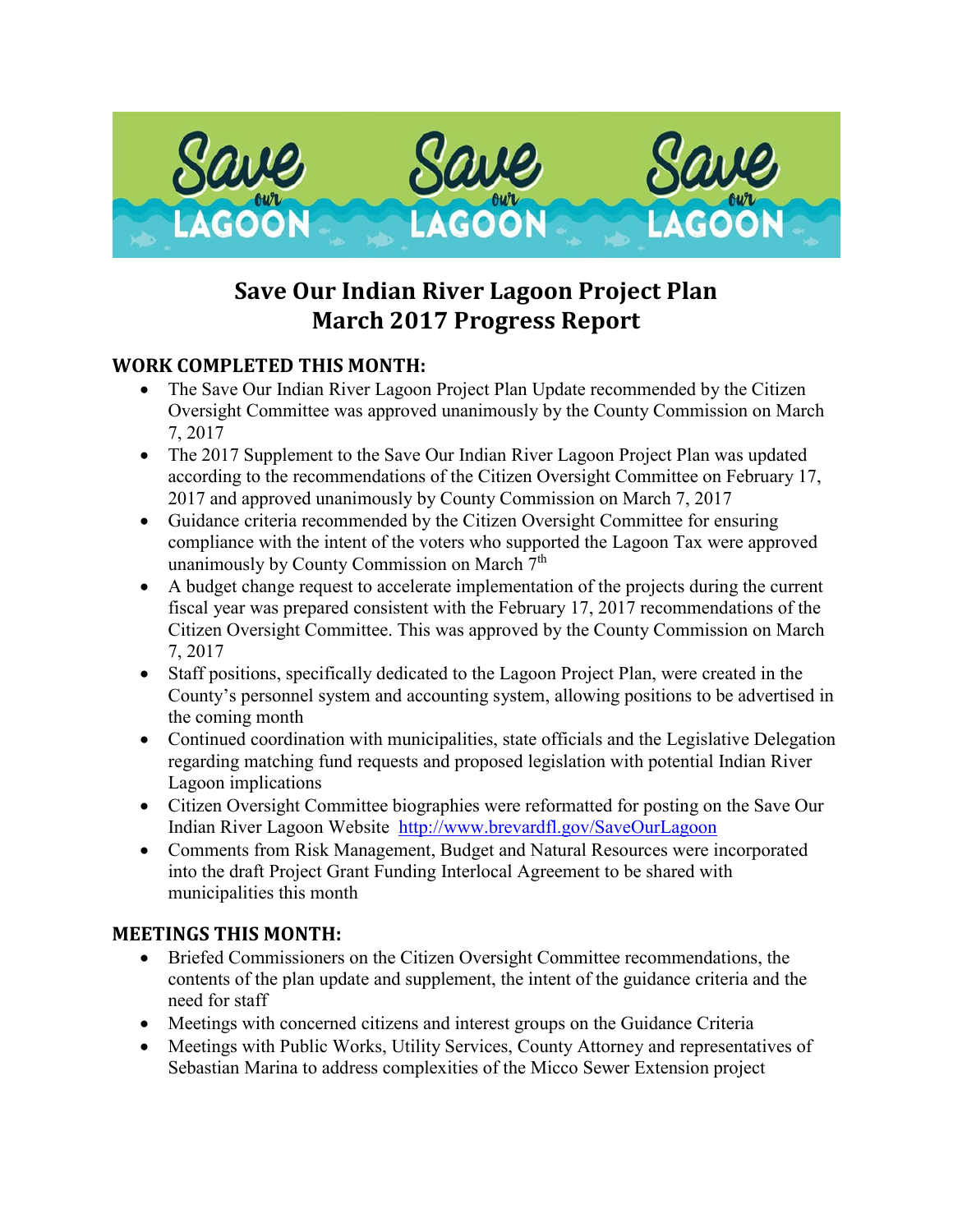# Save Our Indian River Lagoon Project Plan
# March 2017 Progress Report

## WORK COMPLETED THIS MONTH:

- The Save Our Indian River Lagoon Project Plan Update recommended by the Citizen Oversight Committee was approved unanimously by the County Commission on March 7, 2017
- The 2017 Supplement to the Save Our Indian River Lagoon Project Plan was updated according to the recommendations of the Citizen Oversight Committee on February 17, 2017 and approved unanimously by County Commission on March 7, 2017
- Guidance criteria recommended by the Citizen Oversight Committee for ensuring compliance with the intent of the voters who supported the Lagoon Tax were approved unanimously by County Commission on March 7th
- A budget change request to accelerate implementation of the projects during the current fiscal year was prepared consistent with the February 17, 2017 recommendations of the Citizen Oversight Committee. This was approved by the County Commission on March 7, 2017
- Staff positions, specifically dedicated to the Lagoon Project Plan, were created in the County's personnel system and accounting system, allowing positions to be advertised in the coming month
- Continued coordination with municipalities, state officials and the Legislative Delegation regarding matching fund requests and proposed legislation with potential Indian River Lagoon implications
- Citizen Oversight Committee biographies were reformatted for posting on the Save Our Indian River Lagoon Website http://www.brevardfl.gov/SaveOurLagoon
- Comments from Risk Management, Budget and Natural Resources were incorporated into the draft Project Grant Funding Interlocal Agreement to be shared with municipalities this month

## MEETINGS THIS MONTH:

- Briefed Commissioners on the Citizen Oversight Committee recommendations, the contents of the plan update and supplement, the intent of the guidance criteria and the need for staff
- Meetings with concerned citizens and interest groups on the Guidance Criteria
- Meetings with Public Works, Utility Services, County Attorney and representatives of Sebastian Marina to address complexities of the Micco Sewer Extension project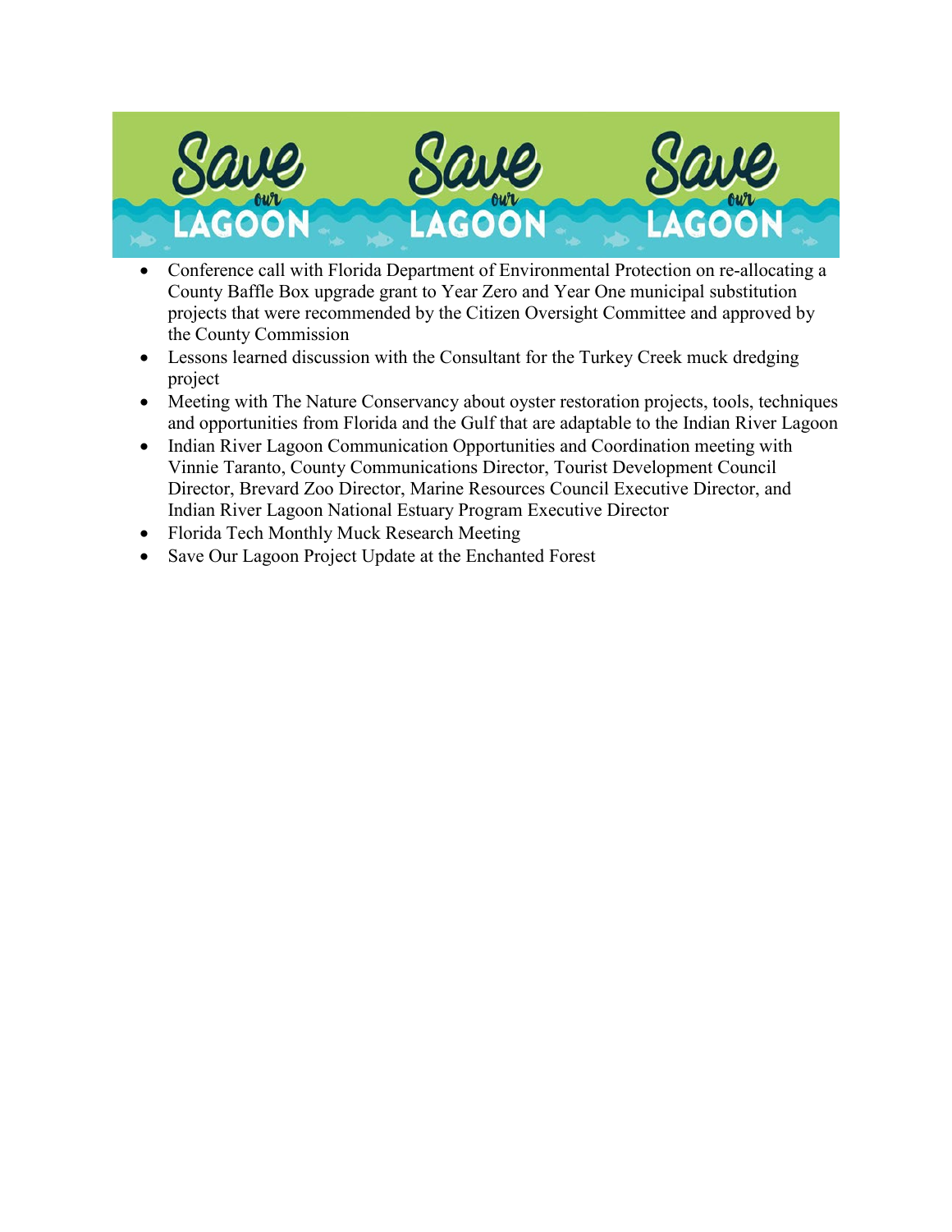- Conference call with Florida Department of Environmental Protection on re-allocating a County Baffle Box upgrade grant to Year Zero and Year One municipal substitution projects that were recommended by the Citizen Oversight Committee and approved by the County Commission
- Lessons learned discussion with the Consultant for the Turkey Creek muck dredging project
- Meeting with The Nature Conservancy about oyster restoration projects, tools, techniques and opportunities from Florida and the Gulf that are adaptable to the Indian River Lagoon
- Indian River Lagoon Communication Opportunities and Coordination meeting with Vinnie Taranto, County Communications Director, Tourist Development Council Director, Brevard Zoo Director, Marine Resources Council Executive Director, and Indian River Lagoon National Estuary Program Executive Director
- Florida Tech Monthly Muck Research Meeting
- Save Our Lagoon Project Update at the Enchanted Forest